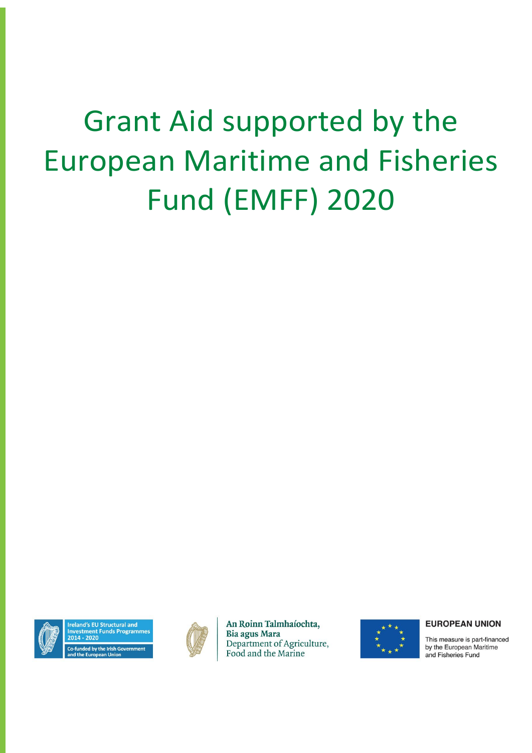# Grant Aid supported by the European Maritime and Fisheries Fund (EMFF) 2020

Ireland's EU Structural and Investment Funds Programmes 2014 - 2020

Co-funded by the Irish Government and the European Union

An Roinn Talmhaíochta, Bia agus Mara

Department of Agriculture, Food and the Marine

**EUROPEAN UNION**

This measure is part-financed by the European Maritime and Fisheries Fund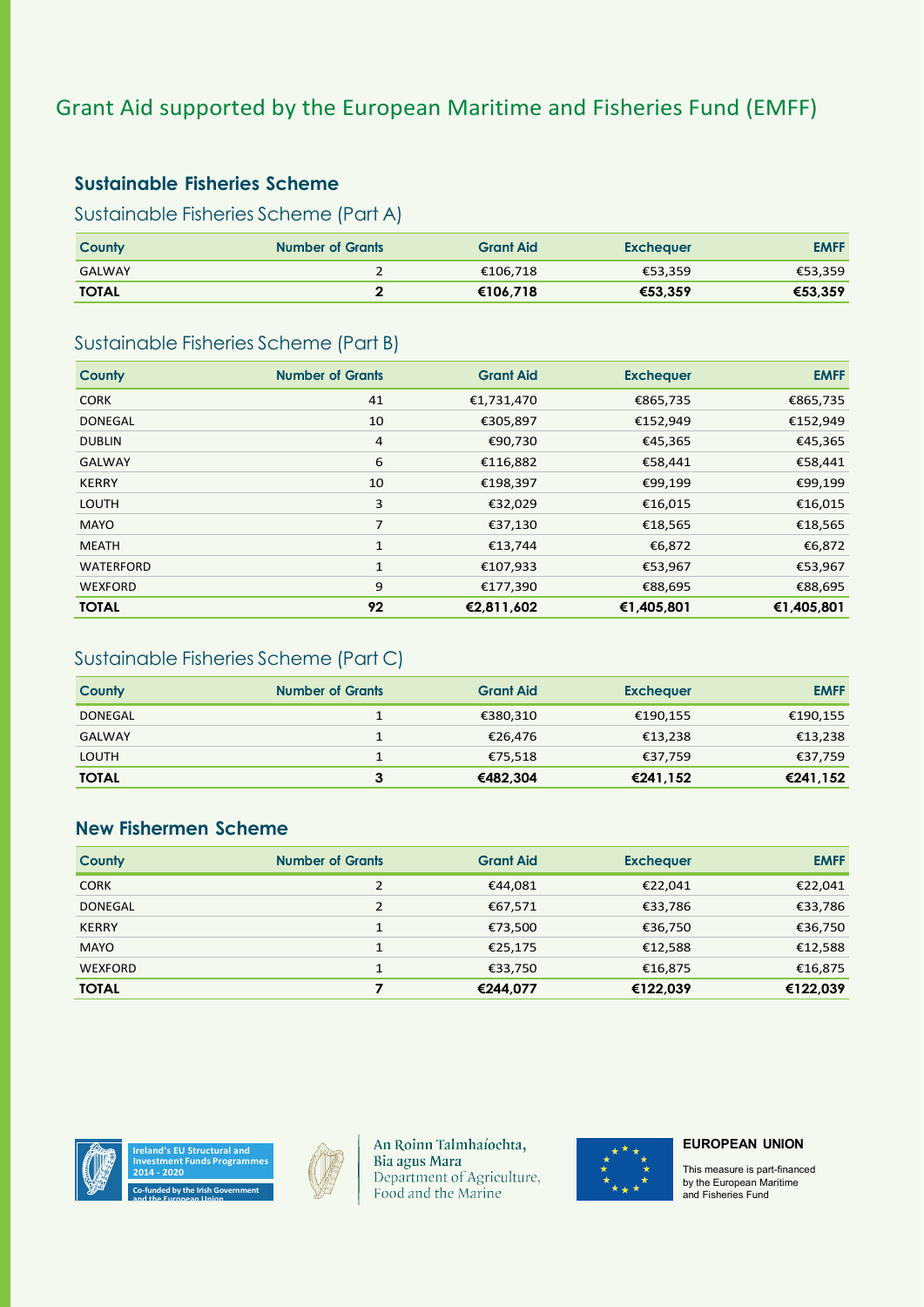# Grant Aid supported by the European Maritime and Fisheries Fund (EMFF)

## Sustainable Fisheries Scheme

### Sustainable Fisheries Scheme (Part A)

| County | Number of Grants | Grant Aid | Exchequer | EMFF |
|---|---|---|---|---|
| GALWAY | 2 | €106,718 | €53,359 | €53,359 |
| **TOTAL** | **2** | **€106,718** | **€53,359** | **€53,359** |

### Sustainable Fisheries Scheme (Part B)

| County | Number of Grants | Grant Aid | Exchequer | EMFF |
|---|---|---|---|---|
| CORK | 41 | €1,731,470 | €865,735 | €865,735 |
| DONEGAL | 10 | €305,897 | €152,949 | €152,949 |
| DUBLIN | 4 | €90,730 | €45,365 | €45,365 |
| GALWAY | 6 | €116,882 | €58,441 | €58,441 |
| KERRY | 10 | €198,397 | €99,199 | €99,199 |
| LOUTH | 3 | €32,029 | €16,015 | €16,015 |
| MAYO | 7 | €37,130 | €18,565 | €18,565 |
| MEATH | 1 | €13,744 | €6,872 | €6,872 |
| WATERFORD | 1 | €107,933 | €53,967 | €53,967 |
| WEXFORD | 9 | €177,390 | €88,695 | €88,695 |
| **TOTAL** | **92** | **€2,811,602** | **€1,405,801** | **€1,405,801** |

### Sustainable Fisheries Scheme (Part C)

| County | Number of Grants | Grant Aid | Exchequer | EMFF |
|---|---|---|---|---|
| DONEGAL | 1 | €380,310 | €190,155 | €190,155 |
| GALWAY | 1 | €26,476 | €13,238 | €13,238 |
| LOUTH | 1 | €75,518 | €37,759 | €37,759 |
| **TOTAL** | **3** | **€482,304** | **€241,152** | **€241,152** |

## New Fishermen Scheme

| County | Number of Grants | Grant Aid | Exchequer | EMFF |
|---|---|---|---|---|
| CORK | 2 | €44,081 | €22,041 | €22,041 |
| DONEGAL | 2 | €67,571 | €33,786 | €33,786 |
| KERRY | 1 | €73,500 | €36,750 | €36,750 |
| MAYO | 1 | €25,175 | €12,588 | €12,588 |
| WEXFORD | 1 | €33,750 | €16,875 | €16,875 |
| **TOTAL** | **7** | **€244,077** | **€122,039** | **€122,039** |

Ireland's EU Structural and Investment Funds Programmes 2014 - 2020

Co-funded by the Irish Government and the European Union

An Roinn Talmhaíochta, Bia agus Mara
Department of Agriculture, Food and the Marine

**EUROPEAN UNION**

This measure is part-financed by the European Maritime and Fisheries Fund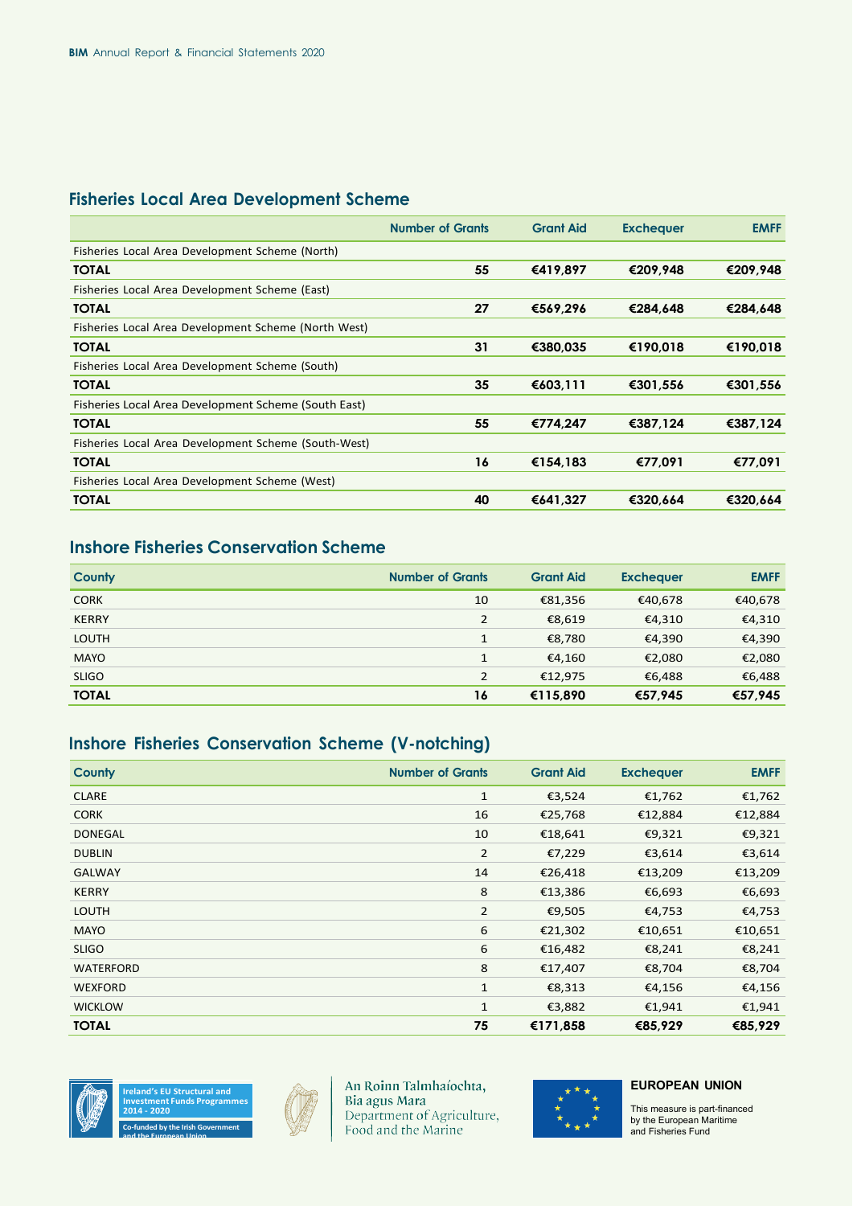## Fisheries Local Area Development Scheme

| | Number of Grants | Grant Aid | Exchequer | EMFF |
|---|---|---|---|---|
| Fisheries Local Area Development Scheme (North) | | | | |
| **TOTAL** | **55** | **€419,897** | **€209,948** | **€209,948** |
| Fisheries Local Area Development Scheme (East) | | | | |
| **TOTAL** | **27** | **€569,296** | **€284,648** | **€284,648** |
| Fisheries Local Area Development Scheme (North West) | | | | |
| **TOTAL** | **31** | **€380,035** | **€190,018** | **€190,018** |
| Fisheries Local Area Development Scheme (South) | | | | |
| **TOTAL** | **35** | **€603,111** | **€301,556** | **€301,556** |
| Fisheries Local Area Development Scheme (South East) | | | | |
| **TOTAL** | **55** | **€774,247** | **€387,124** | **€387,124** |
| Fisheries Local Area Development Scheme (South-West) | | | | |
| **TOTAL** | **16** | **€154,183** | **€77,091** | **€77,091** |
| Fisheries Local Area Development Scheme (West) | | | | |
| **TOTAL** | **40** | **€641,327** | **€320,664** | **€320,664** |

## Inshore Fisheries Conservation Scheme

| County | Number of Grants | Grant Aid | Exchequer | EMFF |
|---|---|---|---|---|
| CORK | 10 | €81,356 | €40,678 | €40,678 |
| KERRY | 2 | €8,619 | €4,310 | €4,310 |
| LOUTH | 1 | €8,780 | €4,390 | €4,390 |
| MAYO | 1 | €4,160 | €2,080 | €2,080 |
| SLIGO | 2 | €12,975 | €6,488 | €6,488 |
| **TOTAL** | **16** | **€115,890** | **€57,945** | **€57,945** |

## Inshore Fisheries Conservation Scheme (V-notching)

| County | Number of Grants | Grant Aid | Exchequer | EMFF |
|---|---|---|---|---|
| CLARE | 1 | €3,524 | €1,762 | €1,762 |
| CORK | 16 | €25,768 | €12,884 | €12,884 |
| DONEGAL | 10 | €18,641 | €9,321 | €9,321 |
| DUBLIN | 2 | €7,229 | €3,614 | €3,614 |
| GALWAY | 14 | €26,418 | €13,209 | €13,209 |
| KERRY | 8 | €13,386 | €6,693 | €6,693 |
| LOUTH | 2 | €9,505 | €4,753 | €4,753 |
| MAYO | 6 | €21,302 | €10,651 | €10,651 |
| SLIGO | 6 | €16,482 | €8,241 | €8,241 |
| WATERFORD | 8 | €17,407 | €8,704 | €8,704 |
| WEXFORD | 1 | €8,313 | €4,156 | €4,156 |
| WICKLOW | 1 | €3,882 | €1,941 | €1,941 |
| **TOTAL** | **75** | **€171,858** | **€85,929** | **€85,929** |

Ireland's EU Structural and Investment Funds Programmes 2014 - 2020

Co-funded by the Irish Government and the European Union

An Roinn Talmhaíochta, Bia agus Mara
Department of Agriculture, Food and the Marine

EUROPEAN UNION

This measure is part-financed by the European Maritime and Fisheries Fund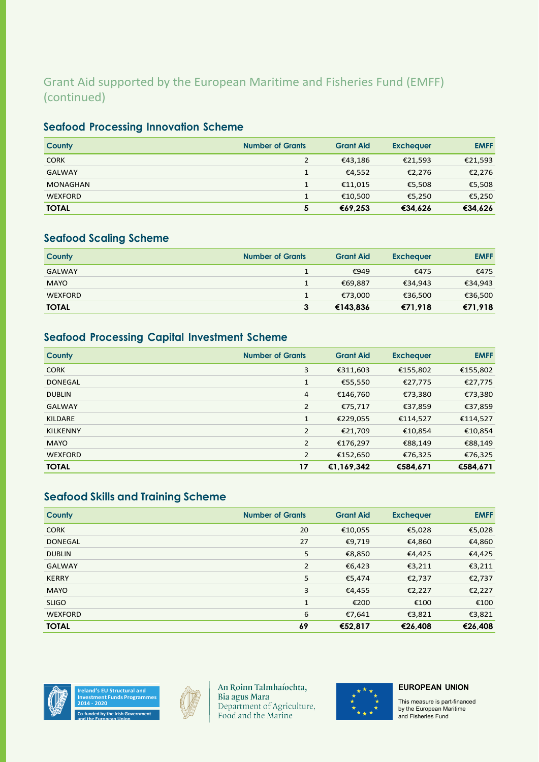## Grant Aid supported by the European Maritime and Fisheries Fund (EMFF) (continued)

### Seafood Processing Innovation Scheme

| County | Number of Grants | Grant Aid | Exchequer | EMFF |
|---|---:|---:|---:|---:|
| CORK | 2 | €43,186 | €21,593 | €21,593 |
| GALWAY | 1 | €4,552 | €2,276 | €2,276 |
| MONAGHAN | 1 | €11,015 | €5,508 | €5,508 |
| WEXFORD | 1 | €10,500 | €5,250 | €5,250 |
| **TOTAL** | **5** | **€69,253** | **€34,626** | **€34,626** |

### Seafood Scaling Scheme

| County | Number of Grants | Grant Aid | Exchequer | EMFF |
|---|---:|---:|---:|---:|
| GALWAY | 1 | €949 | €475 | €475 |
| MAYO | 1 | €69,887 | €34,943 | €34,943 |
| WEXFORD | 1 | €73,000 | €36,500 | €36,500 |
| **TOTAL** | **3** | **€143,836** | **€71,918** | **€71,918** |

### Seafood Processing Capital Investment Scheme

| County | Number of Grants | Grant Aid | Exchequer | EMFF |
|---|---:|---:|---:|---:|
| CORK | 3 | €311,603 | €155,802 | €155,802 |
| DONEGAL | 1 | €55,550 | €27,775 | €27,775 |
| DUBLIN | 4 | €146,760 | €73,380 | €73,380 |
| GALWAY | 2 | €75,717 | €37,859 | €37,859 |
| KILDARE | 1 | €229,055 | €114,527 | €114,527 |
| KILKENNY | 2 | €21,709 | €10,854 | €10,854 |
| MAYO | 2 | €176,297 | €88,149 | €88,149 |
| WEXFORD | 2 | €152,650 | €76,325 | €76,325 |
| **TOTAL** | **17** | **€1,169,342** | **€584,671** | **€584,671** |

### Seafood Skills and Training Scheme

| County | Number of Grants | Grant Aid | Exchequer | EMFF |
|---|---:|---:|---:|---:|
| CORK | 20 | €10,055 | €5,028 | €5,028 |
| DONEGAL | 27 | €9,719 | €4,860 | €4,860 |
| DUBLIN | 5 | €8,850 | €4,425 | €4,425 |
| GALWAY | 2 | €6,423 | €3,211 | €3,211 |
| KERRY | 5 | €5,474 | €2,737 | €2,737 |
| MAYO | 3 | €4,455 | €2,227 | €2,227 |
| SLIGO | 1 | €200 | €100 | €100 |
| WEXFORD | 6 | €7,641 | €3,821 | €3,821 |
| **TOTAL** | **69** | **€52,817** | **€26,408** | **€26,408** |

Ireland's EU Structural and Investment Funds Programmes 2014 - 2020
Co-funded by the Irish Government and the European Union

An Roinn Talmhaíochta, Bia agus Mara
Department of Agriculture, Food and the Marine

**EUROPEAN UNION**
This measure is part-financed by the European Maritime and Fisheries Fund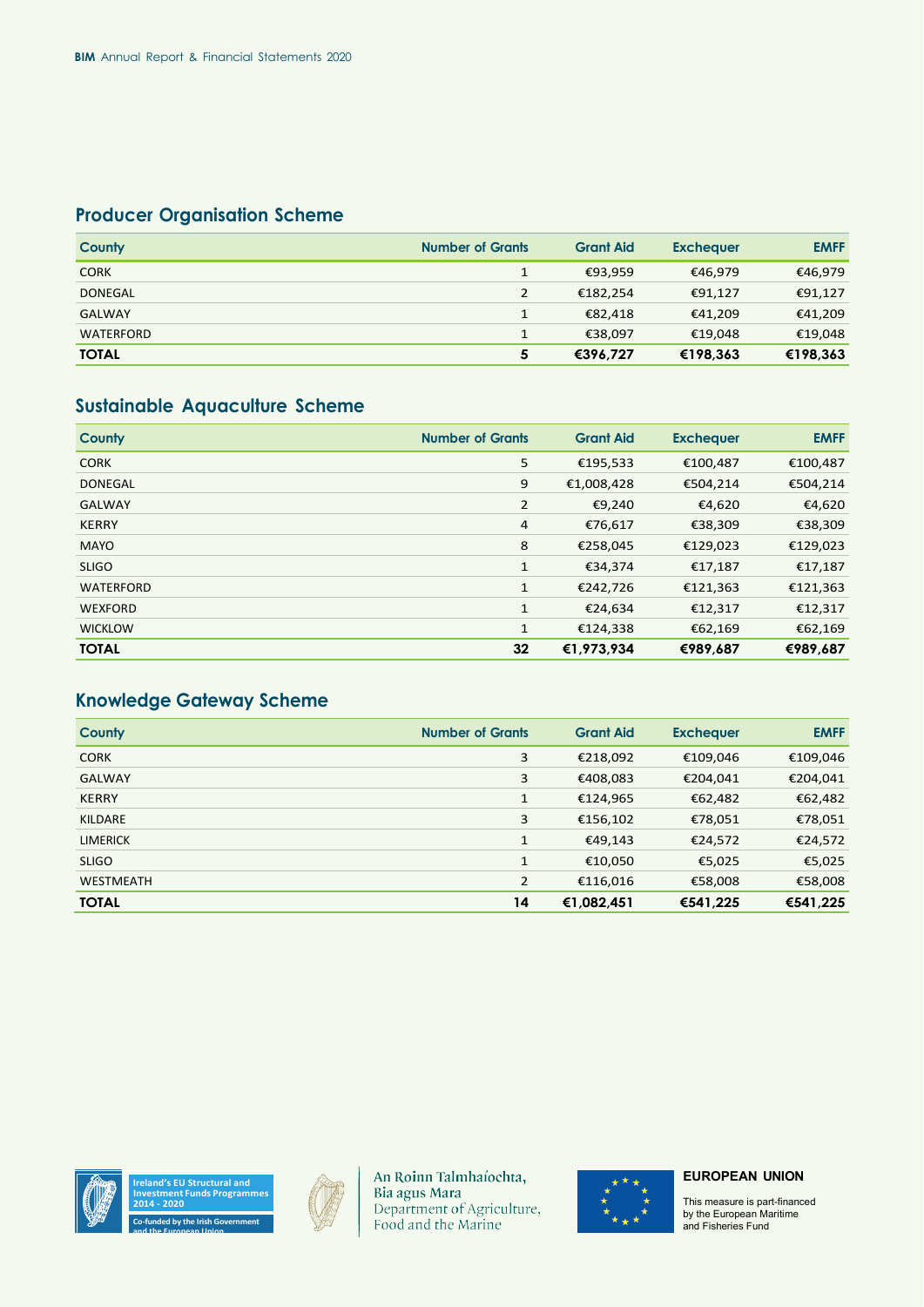## Producer Organisation Scheme

| County | Number of Grants | Grant Aid | Exchequer | EMFF |
|---|---|---|---|---|
| CORK | 1 | €93,959 | €46,979 | €46,979 |
| DONEGAL | 2 | €182,254 | €91,127 | €91,127 |
| GALWAY | 1 | €82,418 | €41,209 | €41,209 |
| WATERFORD | 1 | €38,097 | €19,048 | €19,048 |
| **TOTAL** | **5** | **€396,727** | **€198,363** | **€198,363** |

## Sustainable Aquaculture Scheme

| County | Number of Grants | Grant Aid | Exchequer | EMFF |
|---|---|---|---|---|
| CORK | 5 | €195,533 | €100,487 | €100,487 |
| DONEGAL | 9 | €1,008,428 | €504,214 | €504,214 |
| GALWAY | 2 | €9,240 | €4,620 | €4,620 |
| KERRY | 4 | €76,617 | €38,309 | €38,309 |
| MAYO | 8 | €258,045 | €129,023 | €129,023 |
| SLIGO | 1 | €34,374 | €17,187 | €17,187 |
| WATERFORD | 1 | €242,726 | €121,363 | €121,363 |
| WEXFORD | 1 | €24,634 | €12,317 | €12,317 |
| WICKLOW | 1 | €124,338 | €62,169 | €62,169 |
| **TOTAL** | **32** | **€1,973,934** | **€989,687** | **€989,687** |

## Knowledge Gateway Scheme

| County | Number of Grants | Grant Aid | Exchequer | EMFF |
|---|---|---|---|---|
| CORK | 3 | €218,092 | €109,046 | €109,046 |
| GALWAY | 3 | €408,083 | €204,041 | €204,041 |
| KERRY | 1 | €124,965 | €62,482 | €62,482 |
| KILDARE | 3 | €156,102 | €78,051 | €78,051 |
| LIMERICK | 1 | €49,143 | €24,572 | €24,572 |
| SLIGO | 1 | €10,050 | €5,025 | €5,025 |
| WESTMEATH | 2 | €116,016 | €58,008 | €58,008 |
| **TOTAL** | **14** | **€1,082,451** | **€541,225** | **€541,225** |

Ireland's EU Structural and Investment Funds Programmes 2014 - 2020

Co-funded by the Irish Government and the European Union

An Roinn Talmhaíochta, Bia agus Mara
Department of Agriculture, Food and the Marine

**EUROPEAN UNION**

This measure is part-financed by the European Maritime and Fisheries Fund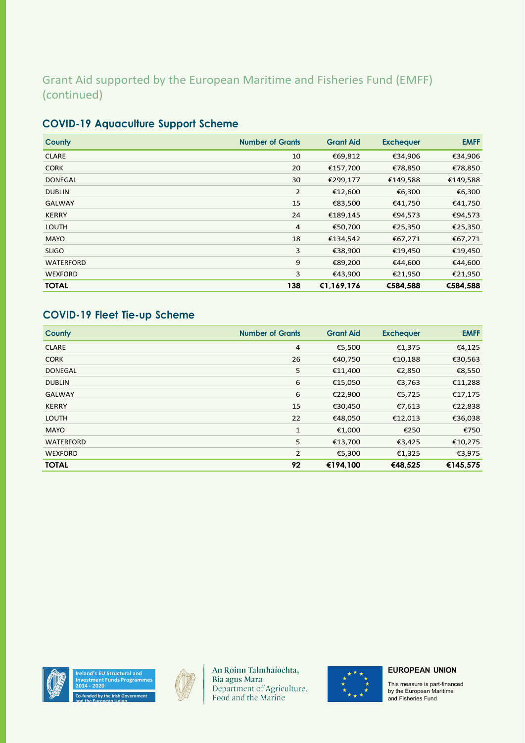## Grant Aid supported by the European Maritime and Fisheries Fund (EMFF) (continued)

### COVID-19 Aquaculture Support Scheme

| County | Number of Grants | Grant Aid | Exchequer | EMFF |
|---|---|---|---|---|
| CLARE | 10 | €69,812 | €34,906 | €34,906 |
| CORK | 20 | €157,700 | €78,850 | €78,850 |
| DONEGAL | 30 | €299,177 | €149,588 | €149,588 |
| DUBLIN | 2 | €12,600 | €6,300 | €6,300 |
| GALWAY | 15 | €83,500 | €41,750 | €41,750 |
| KERRY | 24 | €189,145 | €94,573 | €94,573 |
| LOUTH | 4 | €50,700 | €25,350 | €25,350 |
| MAYO | 18 | €134,542 | €67,271 | €67,271 |
| SLIGO | 3 | €38,900 | €19,450 | €19,450 |
| WATERFORD | 9 | €89,200 | €44,600 | €44,600 |
| WEXFORD | 3 | €43,900 | €21,950 | €21,950 |
| **TOTAL** | **138** | **€1,169,176** | **€584,588** | **€584,588** |

### COVID-19 Fleet Tie-up Scheme

| County | Number of Grants | Grant Aid | Exchequer | EMFF |
|---|---|---|---|---|
| CLARE | 4 | €5,500 | €1,375 | €4,125 |
| CORK | 26 | €40,750 | €10,188 | €30,563 |
| DONEGAL | 5 | €11,400 | €2,850 | €8,550 |
| DUBLIN | 6 | €15,050 | €3,763 | €11,288 |
| GALWAY | 6 | €22,900 | €5,725 | €17,175 |
| KERRY | 15 | €30,450 | €7,613 | €22,838 |
| LOUTH | 22 | €48,050 | €12,013 | €36,038 |
| MAYO | 1 | €1,000 | €250 | €750 |
| WATERFORD | 5 | €13,700 | €3,425 | €10,275 |
| WEXFORD | 2 | €5,300 | €1,325 | €3,975 |
| **TOTAL** | **92** | **€194,100** | **€48,525** | **€145,575** |

Ireland's EU Structural and Investment Funds Programmes 2014 - 2020

Co-funded by the Irish Government and the European Union

An Roinn Talmhaíochta, Bia agus Mara
Department of Agriculture, Food and the Marine

**EUROPEAN UNION**

This measure is part-financed by the European Maritime and Fisheries Fund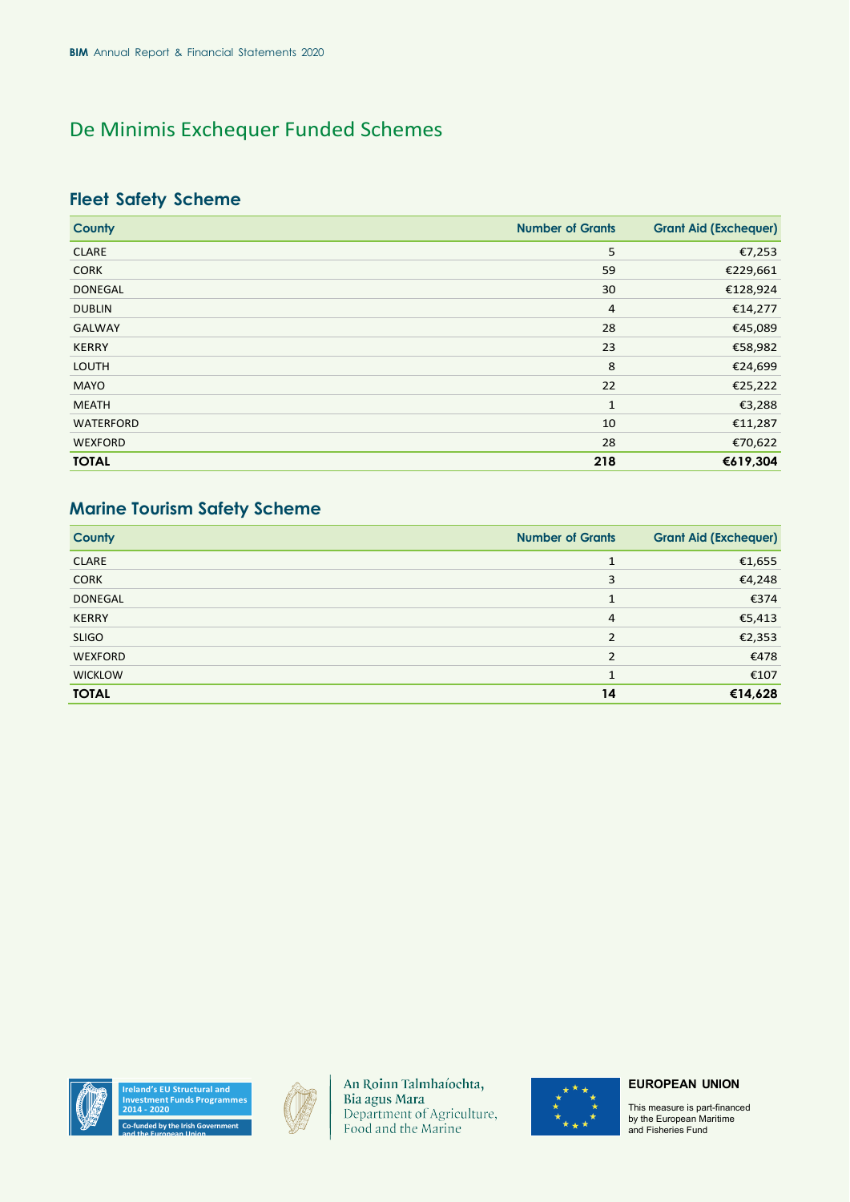# De Minimis Exchequer Funded Schemes

## Fleet Safety Scheme

| County | Number of Grants | Grant Aid (Exchequer) |
|---|---|---|
| CLARE | 5 | €7,253 |
| CORK | 59 | €229,661 |
| DONEGAL | 30 | €128,924 |
| DUBLIN | 4 | €14,277 |
| GALWAY | 28 | €45,089 |
| KERRY | 23 | €58,982 |
| LOUTH | 8 | €24,699 |
| MAYO | 22 | €25,222 |
| MEATH | 1 | €3,288 |
| WATERFORD | 10 | €11,287 |
| WEXFORD | 28 | €70,622 |
| **TOTAL** | **218** | **€619,304** |

## Marine Tourism Safety Scheme

| County | Number of Grants | Grant Aid (Exchequer) |
|---|---|---|
| CLARE | 1 | €1,655 |
| CORK | 3 | €4,248 |
| DONEGAL | 1 | €374 |
| KERRY | 4 | €5,413 |
| SLIGO | 2 | €2,353 |
| WEXFORD | 2 | €478 |
| WICKLOW | 1 | €107 |
| **TOTAL** | **14** | **€14,628** |

Ireland's EU Structural and Investment Funds Programmes 2014 - 2020

Co-funded by the Irish Government and the European Union

An Roinn Talmhaíochta, Bia agus Mara
Department of Agriculture, Food and the Marine

**EUROPEAN UNION**

This measure is part-financed by the European Maritime and Fisheries Fund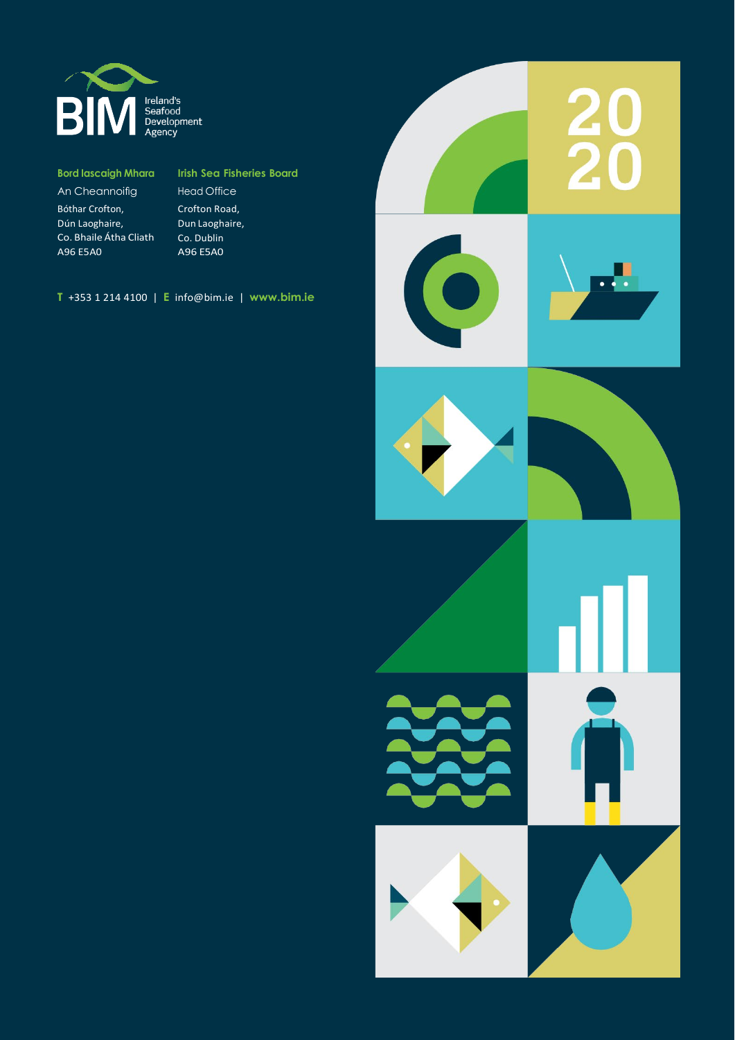BIM Ireland's Seafood Development Agency

**Bord Iascaigh Mhara**

An Cheannoifig

Bóthar Crofton,
Dún Laoghaire,
Co. Bhaile Átha Cliath
A96 E5A0

**Irish Sea Fisheries Board**

Head Office

Crofton Road,
Dun Laoghaire,
Co. Dublin
A96 E5A0

**T** +353 1 214 4100 | **E** info@bim.ie | **www.bim.ie**

2020